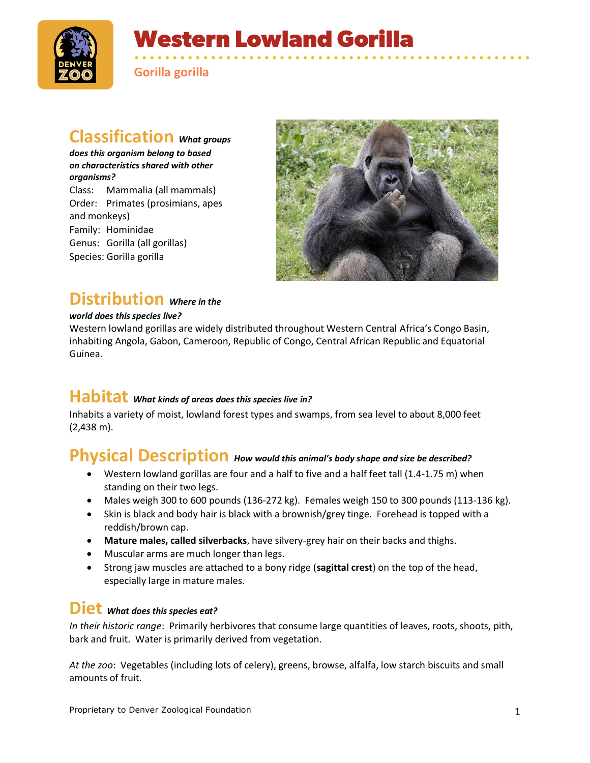# Western Lowland Gorilla

*Gorilla gorilla*

## Classification *What groups does this organism belong to based on characteristics shared with other organisms?*

Class: Mammalia (all mammals)
Order: Primates (prosimians, apes and monkeys)
Family: Hominidae
Genus: Gorilla (all gorillas)
Species: Gorilla gorilla

## Distribution *Where in the world does this species live?*

Western lowland gorillas are widely distributed throughout Western Central Africa's Congo Basin, inhabiting Angola, Gabon, Cameroon, Republic of Congo, Central African Republic and Equatorial Guinea.

## Habitat *What kinds of areas does this species live in?*

Inhabits a variety of moist, lowland forest types and swamps, from sea level to about 8,000 feet (2,438 m).

## Physical Description *How would this animal's body shape and size be described?*

- Western lowland gorillas are four and a half to five and a half feet tall (1.4-1.75 m) when standing on their two legs.
- Males weigh 300 to 600 pounds (136-272 kg). Females weigh 150 to 300 pounds (113-136 kg).
- Skin is black and body hair is black with a brownish/grey tinge. Forehead is topped with a reddish/brown cap.
- **Mature males, called silverbacks**, have silvery-grey hair on their backs and thighs.
- Muscular arms are much longer than legs.
- Strong jaw muscles are attached to a bony ridge (**sagittal crest**) on the top of the head, especially large in mature males.

## Diet *What does this species eat?*

*In their historic range*: Primarily herbivores that consume large quantities of leaves, roots, shoots, pith, bark and fruit. Water is primarily derived from vegetation.

*At the zoo*: Vegetables (including lots of celery), greens, browse, alfalfa, low starch biscuits and small amounts of fruit.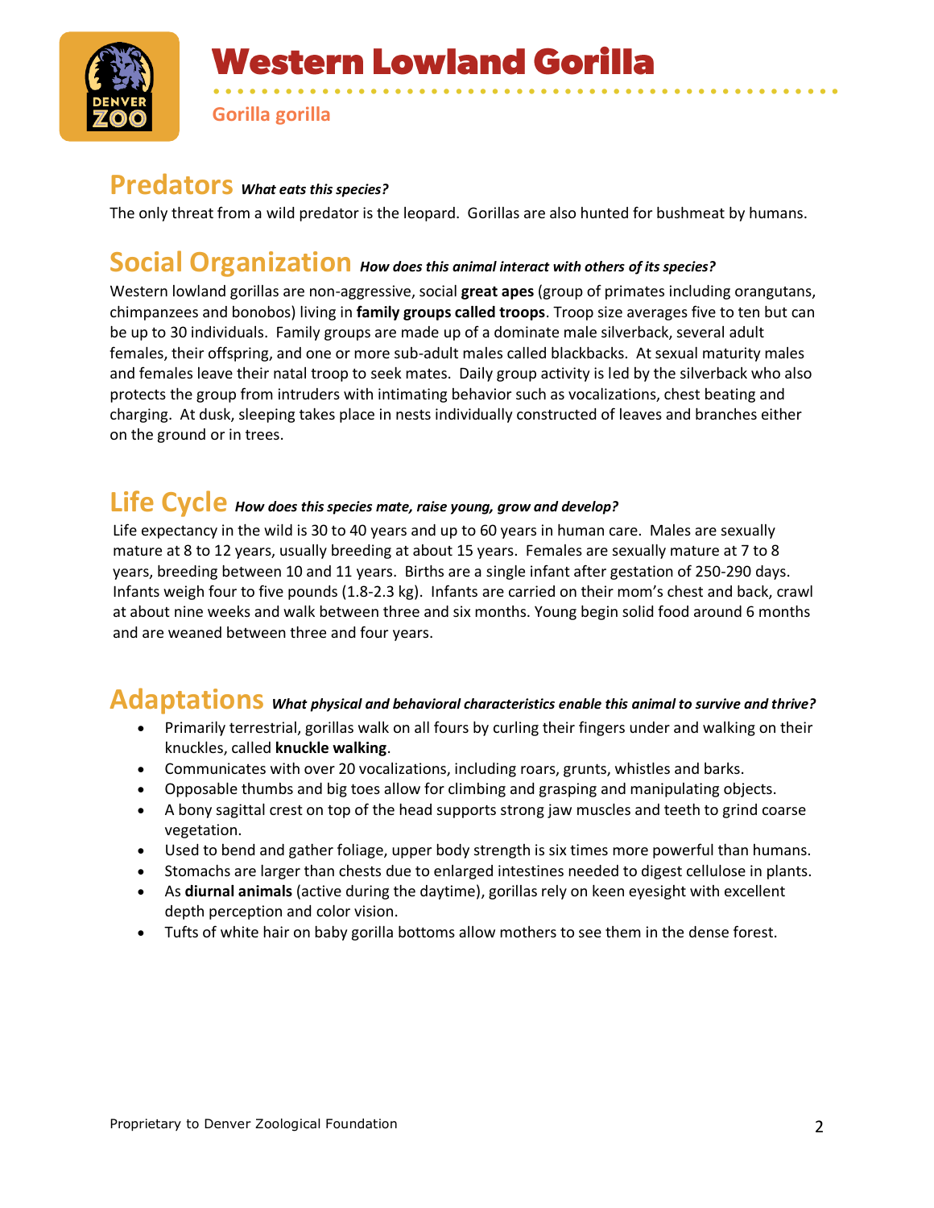# Western Lowland Gorilla

**Gorilla gorilla**

## Predators *What eats this species?*

The only threat from a wild predator is the leopard. Gorillas are also hunted for bushmeat by humans.

## Social Organization *How does this animal interact with others of its species?*

Western lowland gorillas are non-aggressive, social **great apes** (group of primates including orangutans, chimpanzees and bonobos) living in **family groups called troops**. Troop size averages five to ten but can be up to 30 individuals. Family groups are made up of a dominate male silverback, several adult females, their offspring, and one or more sub-adult males called blackbacks. At sexual maturity males and females leave their natal troop to seek mates. Daily group activity is led by the silverback who also protects the group from intruders with intimating behavior such as vocalizations, chest beating and charging. At dusk, sleeping takes place in nests individually constructed of leaves and branches either on the ground or in trees.

## Life Cycle *How does this species mate, raise young, grow and develop?*

Life expectancy in the wild is 30 to 40 years and up to 60 years in human care. Males are sexually mature at 8 to 12 years, usually breeding at about 15 years. Females are sexually mature at 7 to 8 years, breeding between 10 and 11 years. Births are a single infant after gestation of 250-290 days. Infants weigh four to five pounds (1.8-2.3 kg). Infants are carried on their mom's chest and back, crawl at about nine weeks and walk between three and six months. Young begin solid food around 6 months and are weaned between three and four years.

## Adaptations *What physical and behavioral characteristics enable this animal to survive and thrive?*

- Primarily terrestrial, gorillas walk on all fours by curling their fingers under and walking on their knuckles, called **knuckle walking**.
- Communicates with over 20 vocalizations, including roars, grunts, whistles and barks.
- Opposable thumbs and big toes allow for climbing and grasping and manipulating objects.
- A bony sagittal crest on top of the head supports strong jaw muscles and teeth to grind coarse vegetation.
- Used to bend and gather foliage, upper body strength is six times more powerful than humans.
- Stomachs are larger than chests due to enlarged intestines needed to digest cellulose in plants.
- As **diurnal animals** (active during the daytime), gorillas rely on keen eyesight with excellent depth perception and color vision.
- Tufts of white hair on baby gorilla bottoms allow mothers to see them in the dense forest.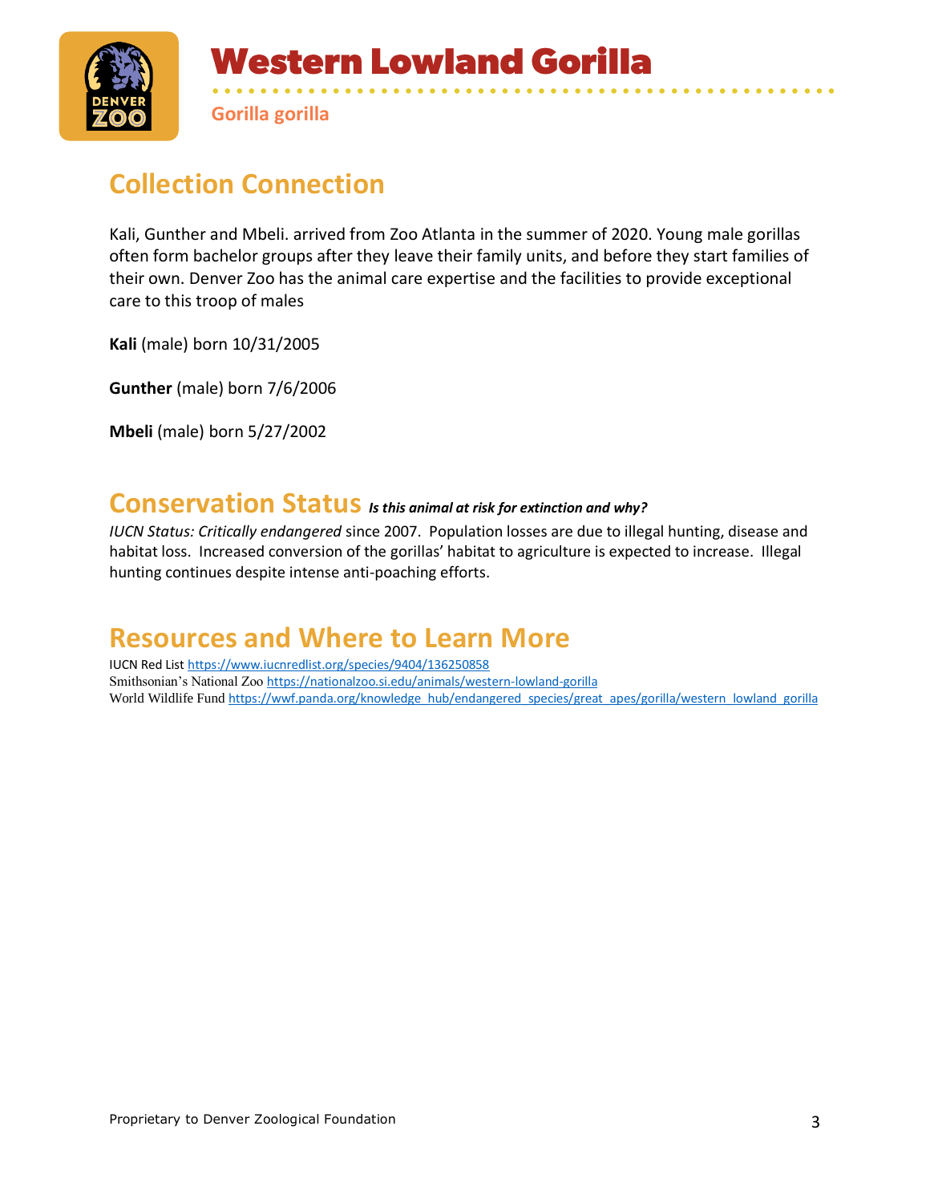# Western Lowland Gorilla

**Gorilla gorilla**

## Collection Connection

Kali, Gunther and Mbeli. arrived from Zoo Atlanta in the summer of 2020. Young male gorillas often form bachelor groups after they leave their family units, and before they start families of their own. Denver Zoo has the animal care expertise and the facilities to provide exceptional care to this troop of males

**Kali** (male) born 10/31/2005

**Gunther** (male) born 7/6/2006

**Mbeli** (male) born 5/27/2002

## Conservation Status *Is this animal at risk for extinction and why?*

*IUCN Status: Critically endangered* since 2007. Population losses are due to illegal hunting, disease and habitat loss. Increased conversion of the gorillas' habitat to agriculture is expected to increase. Illegal hunting continues despite intense anti-poaching efforts.

## Resources and Where to Learn More

IUCN Red List https://www.iucnredlist.org/species/9404/136250858
Smithsonian's National Zoo https://nationalzoo.si.edu/animals/western-lowland-gorilla
World Wildlife Fund https://wwf.panda.org/knowledge_hub/endangered_species/great_apes/gorilla/western_lowland_gorilla

Proprietary to Denver Zoological Foundation